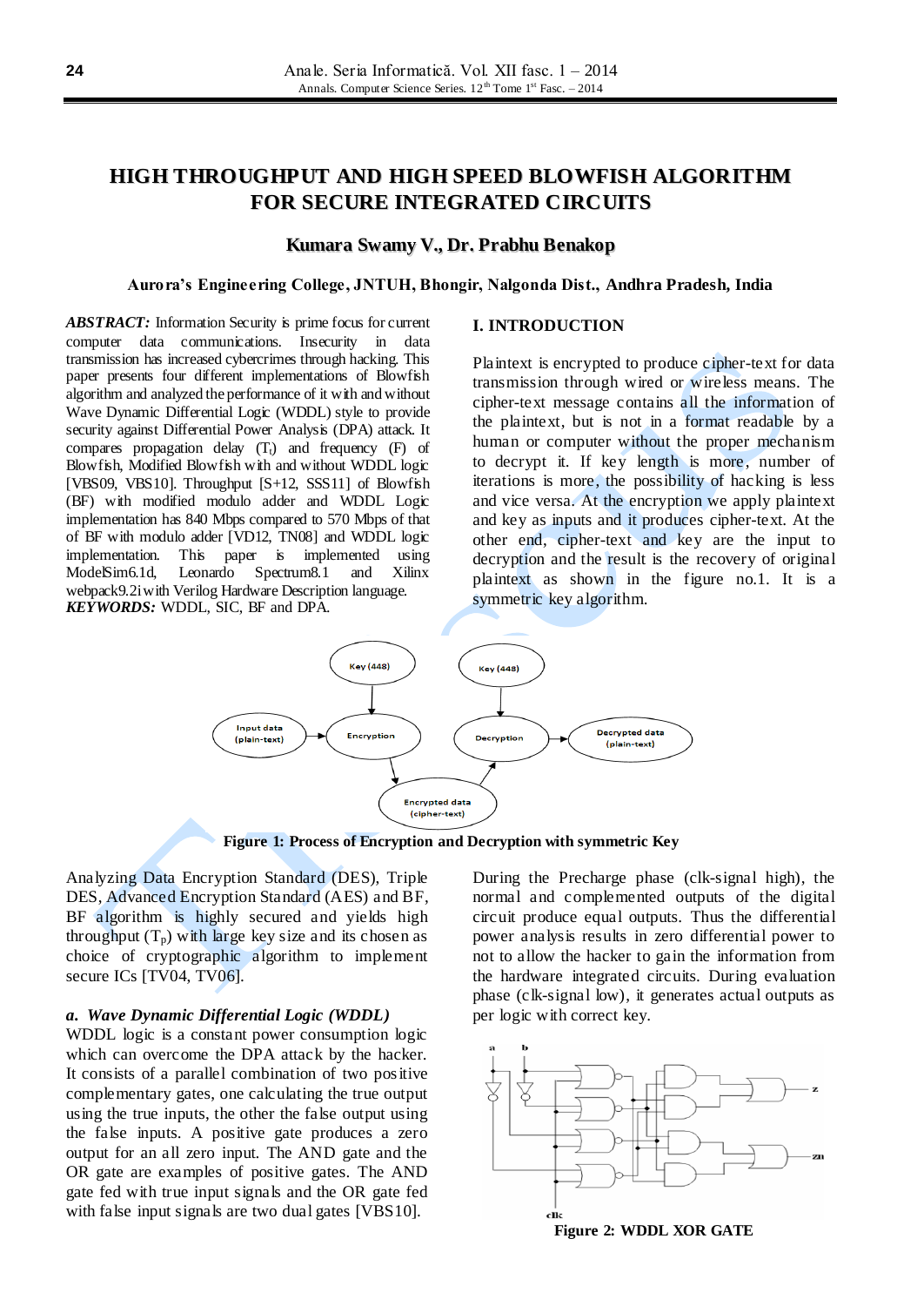# HIGH THROUGHPUT AND HIGH SPEED BLOWFISH ALGORITHM FOR SECURE INTEGRATED CIRCUITS

**Kumara Swamy V., Dr. Prabhu Benakop**

**Aurora's Engineering College, JNTUH, Bhongir, Nalgonda Dist., Andhra Pradesh, India**

***ABSTRACT:*** Information Security is prime focus for current computer data communications. Insecurity in data transmission has increased cybercrimes through hacking. This paper presents four different implementations of Blowfish algorithm and analyzed the performance of it with and without Wave Dynamic Differential Logic (WDDL) style to provide security against Differential Power Analysis (DPA) attack. It compares propagation delay ($T_t$) and frequency (F) of Blowfish, Modified Blowfish with and without WDDL logic [VBS09, VBS10]. Throughput [S+12, SSS11] of Blowfish (BF) with modified modulo adder and WDDL Logic implementation has 840 Mbps compared to 570 Mbps of that of BF with modulo adder [VD12, TN08] and WDDL logic implementation. This paper is implemented using ModelSim6.1d, Leonardo Spectrum8.1 and Xilinx webpack9.2i with Verilog Hardware Description language.
***KEYWORDS:*** WDDL, SIC, BF and DPA.

## I. INTRODUCTION

Plaintext is encrypted to produce cipher-text for data transmission through wired or wireless means. The cipher-text message contains all the information of the plaintext, but is not in a format readable by a human or computer without the proper mechanism to decrypt it. If key length is more, number of iterations is more, the possibility of hacking is less and vice versa. At the encryption we apply plaintext and key as inputs and it produces cipher-text. At the other end, cipher-text and key are the input to decryption and the result is the recovery of original plaintext as shown in the figure no.1. It is a symmetric key algorithm.

**Figure 1: Process of Encryption and Decryption with symmetric Key**

Analyzing Data Encryption Standard (DES), Triple DES, Advanced Encryption Standard (AES) and BF, BF algorithm is highly secured and yields high throughput ($T_P$) with large key size and its chosen as choice of cryptographic algorithm to implement secure ICs [TV04, TV06].

### *a. Wave Dynamic Differential Logic (WDDL)*

WDDL logic is a constant power consumption logic which can overcome the DPA attack by the hacker. It consists of a parallel combination of two positive complementary gates, one calculating the true output using the true inputs, the other the false output using the false inputs. A positive gate produces a zero output for an all zero input. The AND gate and the OR gate are examples of positive gates. The AND gate fed with true input signals and the OR gate fed with false input signals are two dual gates [VBS10].

During the Precharge phase (clk-signal high), the normal and complemented outputs of the digital circuit produce equal outputs. Thus the differential power analysis results in zero differential power to not to allow the hacker to gain the information from the hardware integrated circuits. During evaluation phase (clk-signal low), it generates actual outputs as per logic with correct key.

**Figure 2: WDDL XOR GATE**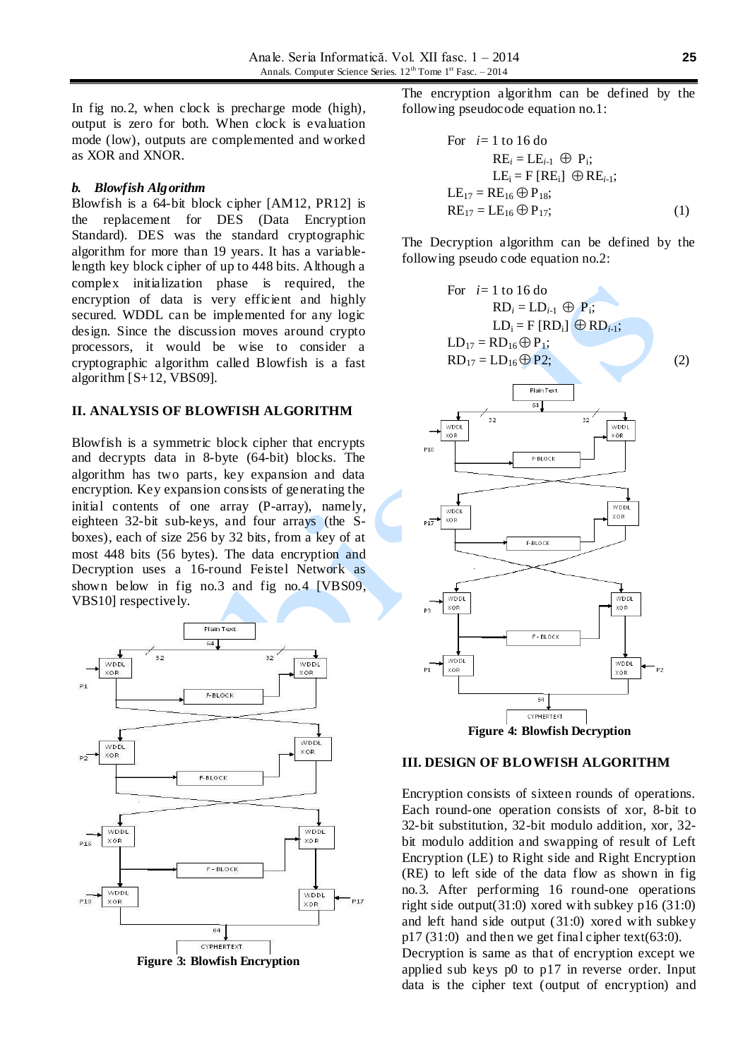In fig no.2, when clock is precharge mode (high), output is zero for both. When clock is evaluation mode (low), outputs are complemented and worked as XOR and XNOR.

### *b. Blowfish Algorithm*

Blowfish is a 64-bit block cipher [AM12, PR12] is the replacement for DES (Data Encryption Standard). DES was the standard cryptographic algorithm for more than 19 years. It has a variable-length key block cipher of up to 448 bits. Although a complex initialization phase is required, the encryption of data is very efficient and highly secured. WDDL can be implemented for any logic design. Since the discussion moves around crypto processors, it would be wise to consider a cryptographic algorithm called Blowfish is a fast algorithm [S+12, VBS09].

## II. ANALYSIS OF BLOWFISH ALGORITHM

Blowfish is a symmetric block cipher that encrypts and decrypts data in 8-byte (64-bit) blocks. The algorithm has two parts, key expansion and data encryption. Key expansion consists of generating the initial contents of one array (P-array), namely, eighteen 32-bit sub-keys, and four arrays (the S-boxes), each of size 256 by 32 bits, from a key of at most 448 bits (56 bytes). The data encryption and Decryption uses a 16-round Feistel Network as shown below in fig no.3 and fig no.4 [VBS09, VBS10] respectively.

**Figure 3: Blowfish Encryption**

The encryption algorithm can be defined by the following pseudocode equation no.1:

For $i$= 1 to 16 do
$$RE_i = LE_{i-1} \oplus P_i;$$
$$LE_i = F[RE_i] \oplus RE_{i-1};$$
$$LE_{17} = RE_{16} \oplus P_{18};$$
$$RE_{17} = LE_{16} \oplus P_{17}; \quad (1)$$

The Decryption algorithm can be defined by the following pseudo code equation no.2:

For $i$= 1 to 16 do
$$RD_i = LD_{i-1} \oplus P_i;$$
$$LD_i = F[RD_i] \oplus RD_{i-1};$$
$$LD_{17} = RD_{16} \oplus P_1;$$
$$RD_{17} = LD_{16} \oplus P2; \quad (2)$$

**Figure 4: Blowfish Decryption**

## III. DESIGN OF BLOWFISH ALGORITHM

Encryption consists of sixteen rounds of operations. Each round-one operation consists of xor, 8-bit to 32-bit substitution, 32-bit modulo addition, xor, 32-bit modulo addition and swapping of result of Left Encryption (LE) to Right side and Right Encryption (RE) to left side of the data flow as shown in fig no.3. After performing 16 round-one operations right side output(31:0) xored with subkey p16 (31:0) and left hand side output (31:0) xored with subkey p17 (31:0) and then we get final cipher text(63:0). Decryption is same as that of encryption except we applied sub keys p0 to p17 in reverse order. Input data is the cipher text (output of encryption) and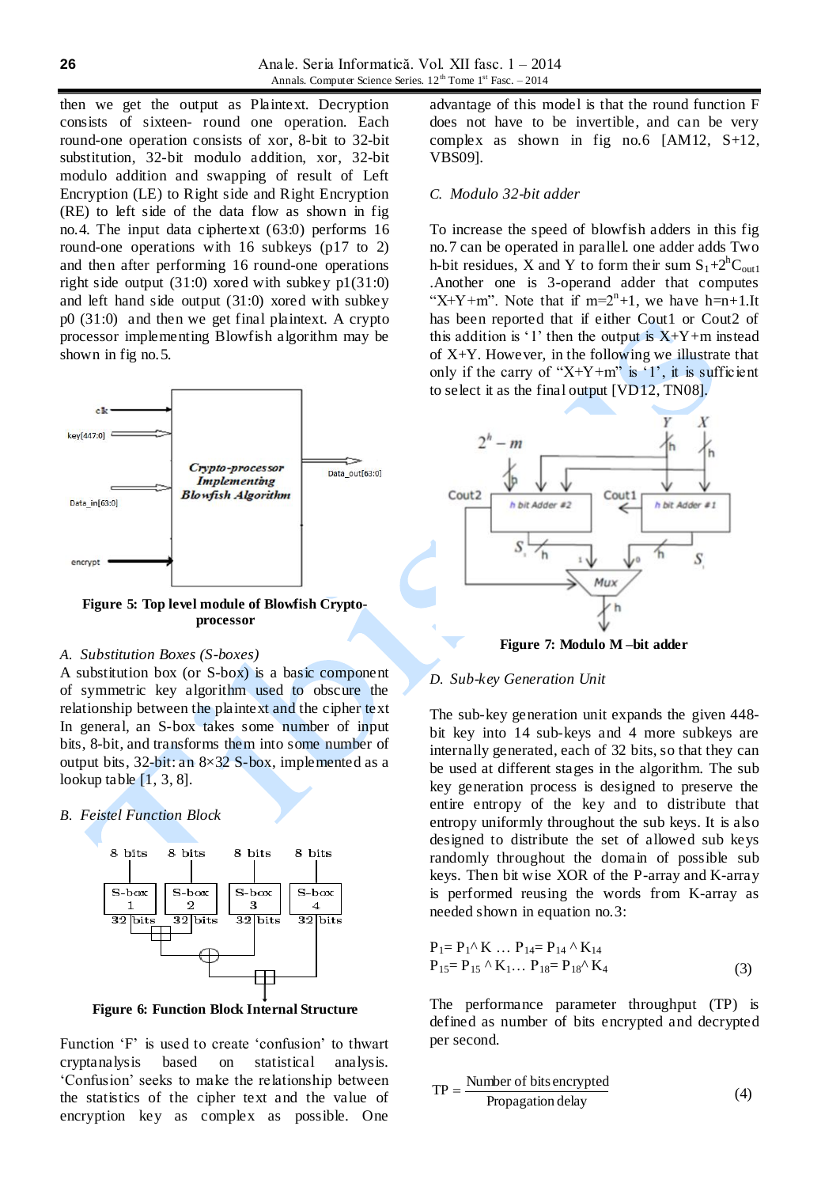then we get the output as Plaintext. Decryption consists of sixteen- round one operation. Each round-one operation consists of xor, 8-bit to 32-bit substitution, 32-bit modulo addition, xor, 32-bit modulo addition and swapping of result of Left Encryption (LE) to Right side and Right Encryption (RE) to left side of the data flow as shown in fig no.4. The input data ciphertext (63:0) performs 16 round-one operations with 16 subkeys (p17 to 2) and then after performing 16 round-one operations right side output (31:0) xored with subkey p1(31:0) and left hand side output (31:0) xored with subkey p0 (31:0) and then we get final plaintext. A crypto processor implementing Blowfish algorithm may be shown in fig no.5.

**Figure 5: Top level module of Blowfish Crypto-processor**

*A. Substitution Boxes (S-boxes)*

A substitution box (or S-box) is a basic component of symmetric key algorithm used to obscure the relationship between the plaintext and the cipher text In general, an S-box takes some number of input bits, 8-bit, and transforms them into some number of output bits, 32-bit: an 8×32 S-box, implemented as a lookup table [1, 3, 8].

*B. Feistel Function Block*

**Figure 6: Function Block Internal Structure**

Function 'F' is used to create 'confusion' to thwart cryptanalysis based on statistical analysis. 'Confusion' seeks to make the relationship between the statistics of the cipher text and the value of encryption key as complex as possible. One advantage of this model is that the round function F does not have to be invertible, and can be very complex as shown in fig no.6 [AM12, S+12, VBS09].

*C. Modulo 32-bit adder*

To increase the speed of blowfish adders in this fig no.7 can be operated in parallel. one adder adds Two h-bit residues, X and Y to form their sum $S_1+2^hC_{out1}$ .Another one is 3-operand adder that computes "X+Y+m". Note that if $m=2^n+1$, we have $h=n+1$.It has been reported that if either Cout1 or Cout2 of this addition is '1' then the output is X+Y+m instead of X+Y. However, in the following we illustrate that only if the carry of "X+Y+m" is '1', it is sufficient to select it as the final output [VD12, TN08].

**Figure 7: Modulo M –bit adder**

*D. Sub-key Generation Unit*

The sub-key generation unit expands the given 448-bit key into 14 sub-keys and 4 more subkeys are internally generated, each of 32 bits, so that they can be used at different stages in the algorithm. The sub key generation process is designed to preserve the entire entropy of the key and to distribute that entropy uniformly throughout the sub keys. It is also designed to distribute the set of allowed sub keys randomly throughout the domain of possible sub keys. Then bit wise XOR of the P-array and K-array is performed reusing the words from K-array as needed shown in equation no.3:

$$P_1= P_1 \wedge K \ \ldots \ P_{14}= P_{14} \wedge K_{14}$$
$$P_{15}= P_{15} \wedge K_1 \ldots \ P_{18}= P_{18} \wedge K_4 \qquad (3)$$

The performance parameter throughput (TP) is defined as number of bits encrypted and decrypted per second.

$$TP = \frac{\text{Number of bits encrypted}}{\text{Propagation delay}} \qquad (4)$$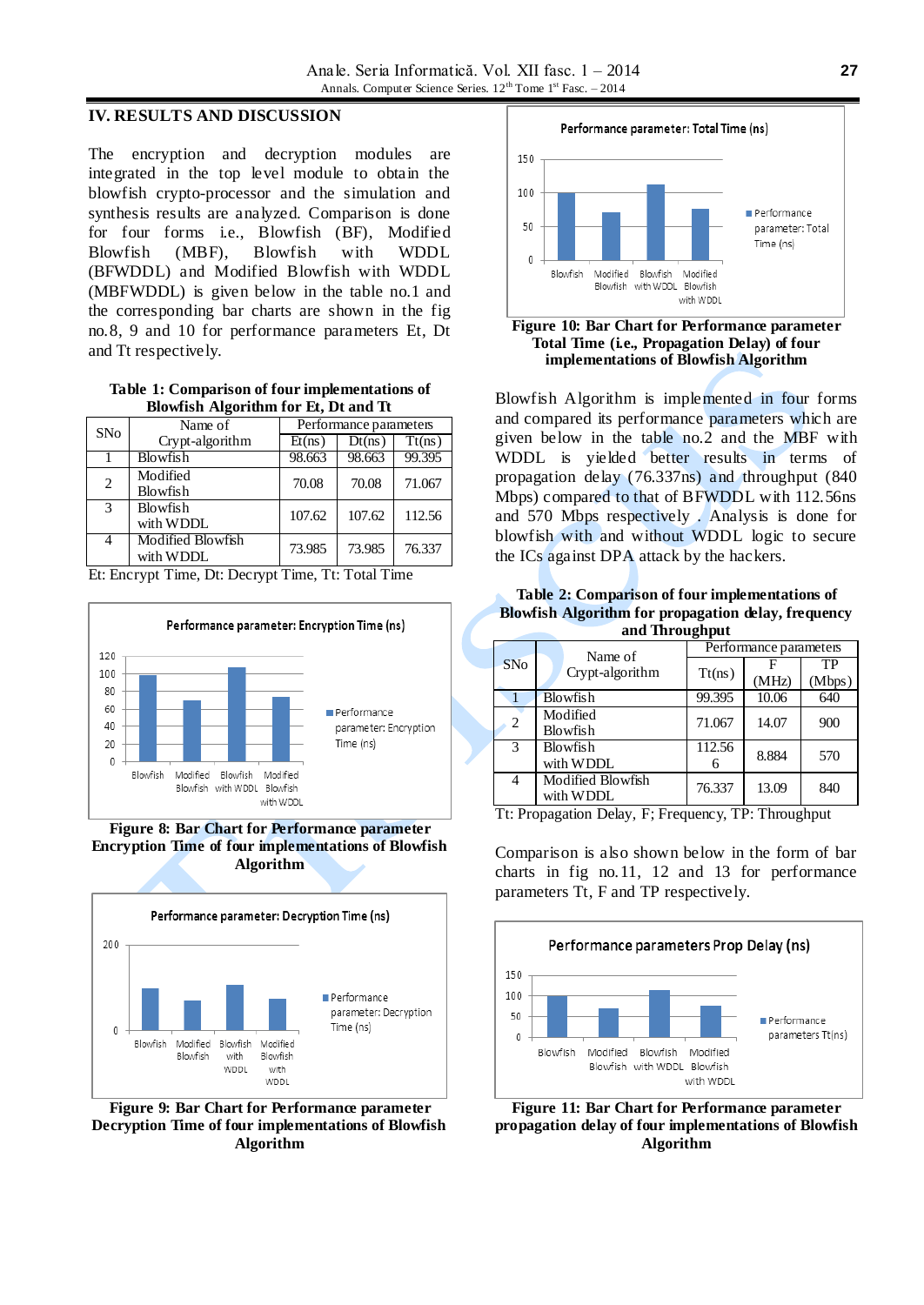## IV. RESULTS AND DISCUSSION

The encryption and decryption modules are integrated in the top level module to obtain the blowfish crypto-processor and the simulation and synthesis results are analyzed. Comparison is done for four forms i.e., Blowfish (BF), Modified Blowfish (MBF), Blowfish with WDDL (BFWDDL) and Modified Blowfish with WDDL (MBFWDDL) is given below in the table no.1 and the corresponding bar charts are shown in the fig no.8, 9 and 10 for performance parameters Et, Dt and Tt respectively.

**Table 1: Comparison of four implementations of Blowfish Algorithm for Et, Dt and Tt**

| SNo | Name of Crypt-algorithm | Performance parameters | | |
|---|---|---|---|---|
| | | Et(ns) | Dt(ns) | Tt(ns) |
| 1 | Blowfish | 98.663 | 98.663 | 99.395 |
| 2 | Modified Blowfish | 70.08 | 70.08 | 71.067 |
| 3 | Blowfish with WDDL | 107.62 | 107.62 | 112.56 |
| 4 | Modified Blowfish with WDDL | 73.985 | 73.985 | 76.337 |

Et: Encrypt Time, Dt: Decrypt Time, Tt: Total Time

**Figure 8: Bar Chart for Performance parameter Encryption Time of four implementations of Blowfish Algorithm**

**Figure 9: Bar Chart for Performance parameter Decryption Time of four implementations of Blowfish Algorithm**

**Figure 10: Bar Chart for Performance parameter Total Time (i.e., Propagation Delay) of four implementations of Blowfish Algorithm**

Blowfish Algorithm is implemented in four forms and compared its performance parameters which are given below in the table no.2 and the MBF with WDDL is yielded better results in terms of propagation delay (76.337ns) and throughput (840 Mbps) compared to that of BFWDDL with 112.56ns and 570 Mbps respectively . Analysis is done for blowfish with and without WDDL logic to secure the ICs against DPA attack by the hackers.

**Table 2: Comparison of four implementations of Blowfish Algorithm for propagation delay, frequency and Throughput**

| SNo | Name of Crypt-algorithm | Performance parameters | | |
|---|---|---|---|---|
| | | Tt(ns) | F (MHz) | TP (Mbps) |
| 1 | Blowfish | 99.395 | 10.06 | 640 |
| 2 | Modified Blowfish | 71.067 | 14.07 | 900 |
| 3 | Blowfish with WDDL | 112.566 | 8.884 | 570 |
| 4 | Modified Blowfish with WDDL | 76.337 | 13.09 | 840 |

Tt: Propagation Delay, F; Frequency, TP: Throughput

Comparison is also shown below in the form of bar charts in fig no.11, 12 and 13 for performance parameters Tt, F and TP respectively.

**Figure 11: Bar Chart for Performance parameter propagation delay of four implementations of Blowfish Algorithm**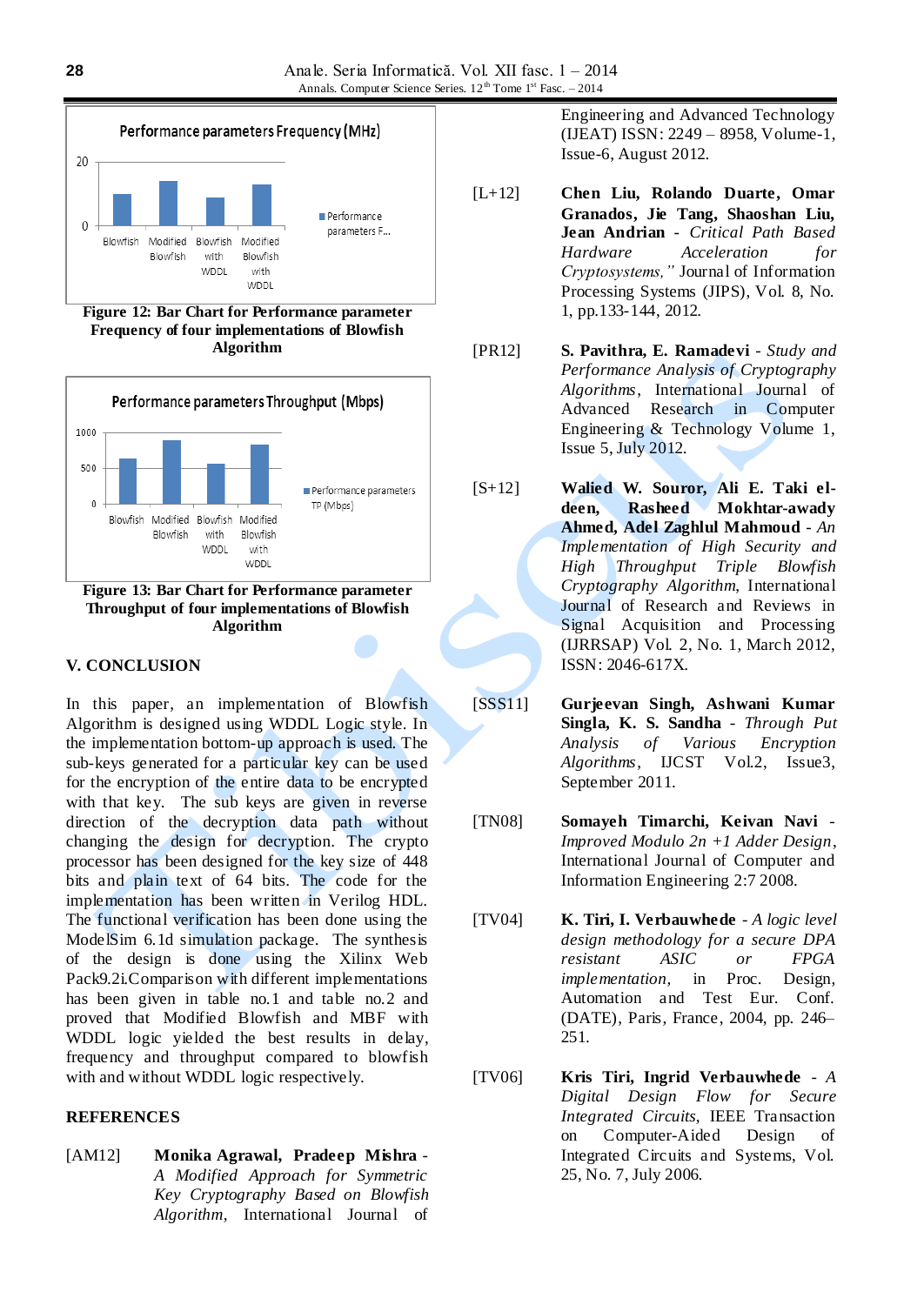Figure 12: Bar Chart for Performance parameter Frequency of four implementations of Blowfish Algorithm

Figure 13: Bar Chart for Performance parameter Throughput of four implementations of Blowfish Algorithm

## V. CONCLUSION

In this paper, an implementation of Blowfish Algorithm is designed using WDDL Logic style. In the implementation bottom-up approach is used. The sub-keys generated for a particular key can be used for the encryption of the entire data to be encrypted with that key. The sub keys are given in reverse direction of the decryption data path without changing the design for decryption. The crypto processor has been designed for the key size of 448 bits and plain text of 64 bits. The code for the implementation has been written in Verilog HDL. The functional verification has been done using the ModelSim 6.1d simulation package. The synthesis of the design is done using the Xilinx Web Pack9.2i.Comparison with different implementations has been given in table no.1 and table no.2 and proved that Modified Blowfish and MBF with WDDL logic yielded the best results in delay, frequency and throughput compared to blowfish with and without WDDL logic respectively.

## REFERENCES

[AM12] **Monika Agrawal, Pradeep Mishra** - *A Modified Approach for Symmetric Key Cryptography Based on Blowfish Algorithm*, International Journal of Engineering and Advanced Technology (IJEAT) ISSN: 2249 – 8958, Volume-1, Issue-6, August 2012.

[L+12] **Chen Liu, Rolando Duarte, Omar Granados, Jie Tang, Shaoshan Liu, Jean Andrian** - *Critical Path Based Hardware Acceleration for Cryptosystems,"* Journal of Information Processing Systems (JIPS), Vol. 8, No. 1, pp.133-144, 2012.

[PR12] **S. Pavithra, E. Ramadevi** - *Study and Performance Analysis of Cryptography Algorithms*, International Journal of Advanced Research in Computer Engineering & Technology Volume 1, Issue 5, July 2012.

[S+12] **Walied W. Souror, Ali E. Taki el-deen, Rasheed Mokhtar-awady Ahmed, Adel Zaghlul Mahmoud** - *An Implementation of High Security and High Throughput Triple Blowfish Cryptography Algorithm*, International Journal of Research and Reviews in Signal Acquisition and Processing (IJRRSAP) Vol. 2, No. 1, March 2012, ISSN: 2046-617X.

[SSS11] **Gurjeevan Singh, Ashwani Kumar Singla, K. S. Sandha** - *Through Put Analysis of Various Encryption Algorithms*, IJCST Vol.2, Issue3, September 2011.

[TN08] **Somayeh Timarchi, Keivan Navi** - *Improved Modulo 2n +1 Adder Design*, International Journal of Computer and Information Engineering 2:7 2008.

[TV04] **K. Tiri, I. Verbauwhede** - *A logic level design methodology for a secure DPA resistant ASIC or FPGA implementation*, in Proc. Design, Automation and Test Eur. Conf. (DATE), Paris, France, 2004, pp. 246–251.

[TV06] **Kris Tiri, Ingrid Verbauwhede** - *A Digital Design Flow for Secure Integrated Circuits*, IEEE Transaction on Computer-Aided Design of Integrated Circuits and Systems, Vol. 25, No. 7, July 2006.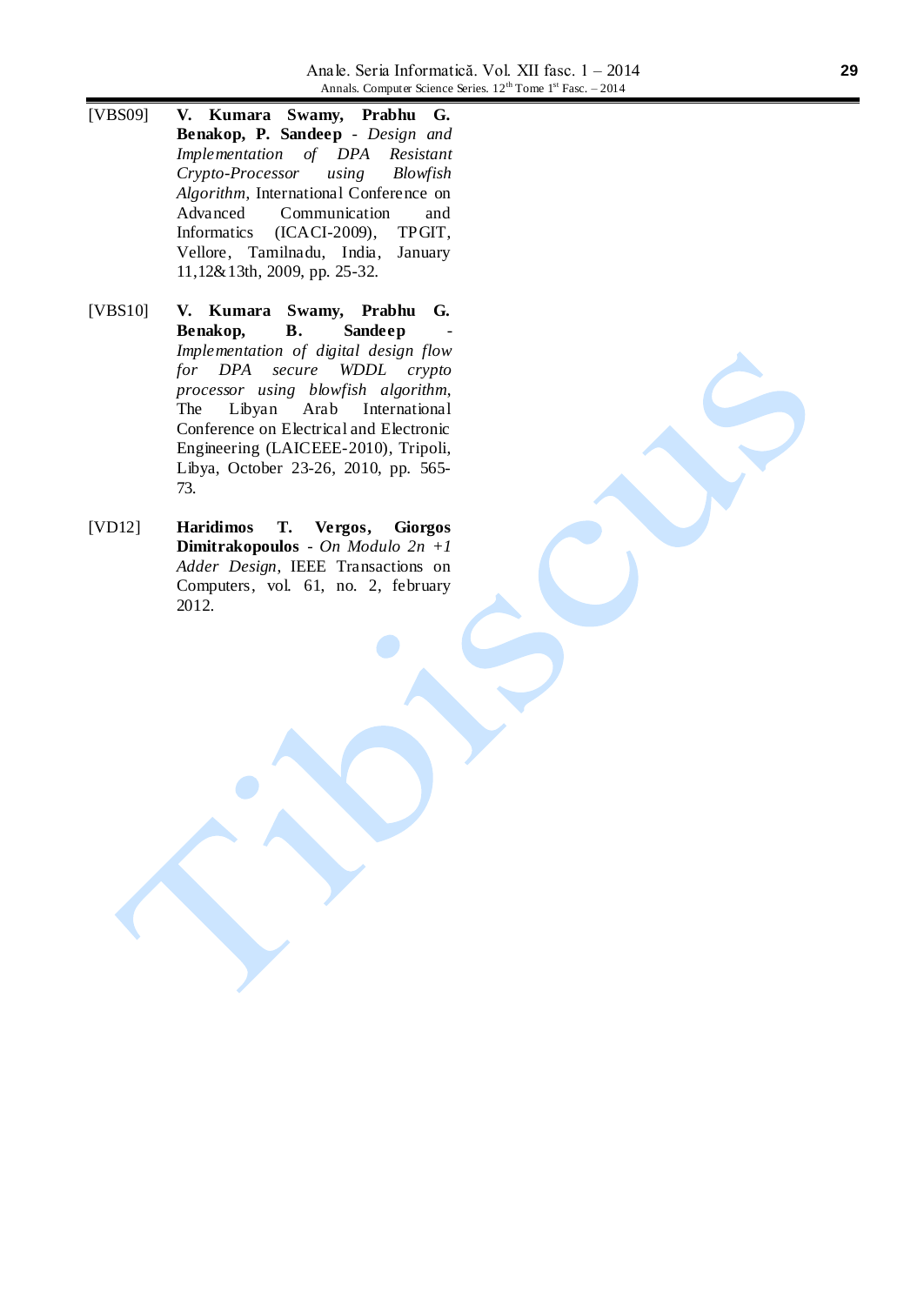[VBS09] **V. Kumara Swamy, Prabhu G. Benakop, P. Sandeep** - *Design and Implementation of DPA Resistant Crypto-Processor using Blowfish Algorithm*, International Conference on Advanced Communication and Informatics (ICACI-2009), TPGIT, Vellore, Tamilnadu, India, January 11,12&13th, 2009, pp. 25-32.

[VBS10] **V. Kumara Swamy, Prabhu G. Benakop, B. Sandeep** - *Implementation of digital design flow for DPA secure WDDL crypto processor using blowfish algorithm*, The Libyan Arab International Conference on Electrical and Electronic Engineering (LAICEEE-2010), Tripoli, Libya, October 23-26, 2010, pp. 565-73.

[VD12] **Haridimos T. Vergos, Giorgos Dimitrakopoulos** - *On Modulo 2n +1 Adder Design*, IEEE Transactions on Computers, vol. 61, no. 2, february 2012.